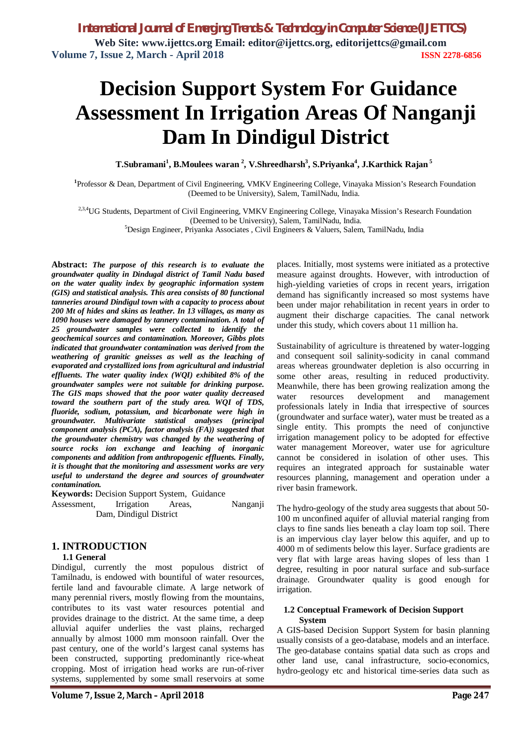# Decision Support System For Guidance Assessment In Irrigation Areas Of Nanganji Dam In Dindigul District

**T.Subramani[1], B.Moulees waran [2], V.Shreedharsh[3], S.Priyanka[4], J.Karthick Rajan [5]**

[1]Professor & Dean, Department of Civil Engineering, VMKV Engineering College, Vinayaka Mission's Research Foundation (Deemed to be University), Salem, TamilNadu, India.

[2,3,4]UG Students, Department of Civil Engineering, VMKV Engineering College, Vinayaka Mission's Research Foundation (Deemed to be University), Salem, TamilNadu, India.

[5]Design Engineer, Priyanka Associates , Civil Engineers & Valuers, Salem, TamilNadu, India

**Abstract:** ***The purpose of this research is to evaluate the groundwater quality in Dindugal district of Tamil Nadu based on the water quality index by geographic information system (GIS) and statistical analysis. This area consists of 80 functional tanneries around Dindigul town with a capacity to process about 200 Mt of hides and skins as leather. In 13 villages, as many as 1090 houses were damaged by tannery contamination. A total of 25 groundwater samples were collected to identify the geochemical sources and contamination. Moreover, Gibbs plots indicated that groundwater contamination was derived from the weathering of granitic gneisses as well as the leaching of evaporated and crystallized ions from agricultural and industrial effluents. The water quality index (WQI) exhibited 8% of the groundwater samples were not suitable for drinking purpose. The GIS maps showed that the poor water quality decreased toward the southern part of the study area. WQI of TDS, fluoride, sodium, potassium, and bicarbonate were high in groundwater. Multivariate statistical analyses (principal component analysis (PCA), factor analysis (FA)) suggested that the groundwater chemistry was changed by the weathering of source rocks ion exchange and leaching of inorganic components and addition from anthropogenic effluents. Finally, it is thought that the monitoring and assessment works are very useful to understand the degree and sources of groundwater contamination.***

**Keywords:** Decision Support System, Guidance Assessment, Irrigation Areas, Nanganji Dam, Dindigul District

## 1. INTRODUCTION

### 1.1 General

Dindigul, currently the most populous district of Tamilnadu, is endowed with bountiful of water resources, fertile land and favourable climate. A large network of many perennial rivers, mostly flowing from the mountains, contributes to its vast water resources potential and provides drainage to the district. At the same time, a deep alluvial aquifer underlies the vast plains, recharged annually by almost 1000 mm monsoon rainfall. Over the past century, one of the world's largest canal systems has been constructed, supporting predominantly rice-wheat cropping. Most of irrigation head works are run-of-river systems, supplemented by some small reservoirs at some places. Initially, most systems were initiated as a protective measure against droughts. However, with introduction of high-yielding varieties of crops in recent years, irrigation demand has significantly increased so most systems have been under major rehabilitation in recent years in order to augment their discharge capacities. The canal network under this study, which covers about 11 million ha.

Sustainability of agriculture is threatened by water-logging and consequent soil salinity-sodicity in canal command areas whereas groundwater depletion is also occurring in some other areas, resulting in reduced productivity. Meanwhile, there has been growing realization among the water resources development and management professionals lately in India that irrespective of sources (groundwater and surface water), water must be treated as a single entity. This prompts the need of conjunctive irrigation management policy to be adopted for effective water management Moreover, water use for agriculture cannot be considered in isolation of other uses. This requires an integrated approach for sustainable water resources planning, management and operation under a river basin framework.

The hydro-geology of the study area suggests that about 50-100 m unconfined aquifer of alluvial material ranging from clays to fine sands lies beneath a clay loam top soil. There is an impervious clay layer below this aquifer, and up to 4000 m of sediments below this layer. Surface gradients are very flat with large areas having slopes of less than 1 degree, resulting in poor natural surface and sub-surface drainage. Groundwater quality is good enough for irrigation.

### 1.2 Conceptual Framework of Decision Support System

A GIS-based Decision Support System for basin planning usually consists of a geo-database, models and an interface. The geo-database contains spatial data such as crops and other land use, canal infrastructure, socio-economics, hydro-geology etc and historical time-series data such as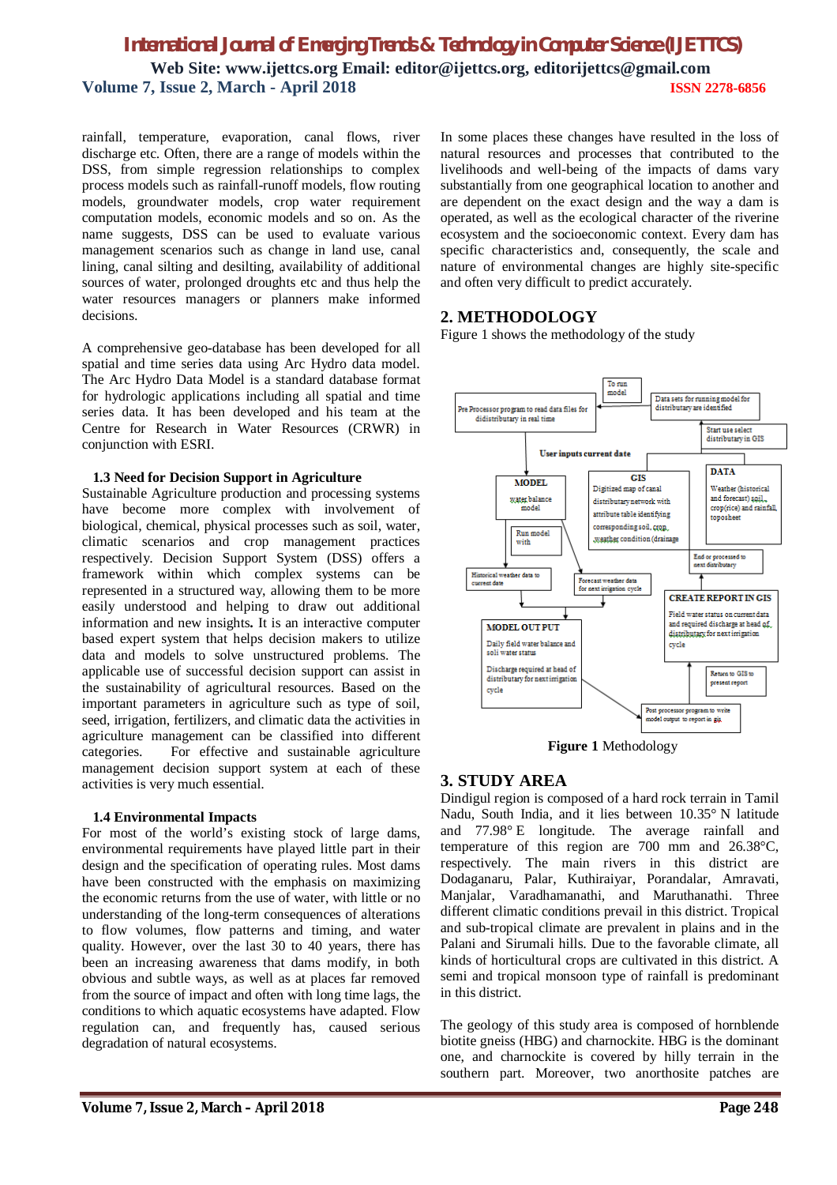rainfall, temperature, evaporation, canal flows, river discharge etc. Often, there are a range of models within the DSS, from simple regression relationships to complex process models such as rainfall-runoff models, flow routing models, groundwater models, crop water requirement computation models, economic models and so on. As the name suggests, DSS can be used to evaluate various management scenarios such as change in land use, canal lining, canal silting and desilting, availability of additional sources of water, prolonged droughts etc and thus help the water resources managers or planners make informed decisions.

A comprehensive geo-database has been developed for all spatial and time series data using Arc Hydro data model. The Arc Hydro Data Model is a standard database format for hydrologic applications including all spatial and time series data. It has been developed and his team at the Centre for Research in Water Resources (CRWR) in conjunction with ESRI.

### 1.3 Need for Decision Support in Agriculture

Sustainable Agriculture production and processing systems have become more complex with involvement of biological, chemical, physical processes such as soil, water, climatic scenarios and crop management practices respectively. Decision Support System (DSS) offers a framework within which complex systems can be represented in a structured way, allowing them to be more easily understood and helping to draw out additional information and new insights**.** It is an interactive computer based expert system that helps decision makers to utilize data and models to solve unstructured problems. The applicable use of successful decision support can assist in the sustainability of agricultural resources. Based on the important parameters in agriculture such as type of soil, seed, irrigation, fertilizers, and climatic data the activities in agriculture management can be classified into different categories. For effective and sustainable agriculture management decision support system at each of these activities is very much essential.

### 1.4 Environmental Impacts

For most of the world's existing stock of large dams, environmental requirements have played little part in their design and the specification of operating rules. Most dams have been constructed with the emphasis on maximizing the economic returns from the use of water, with little or no understanding of the long-term consequences of alterations to flow volumes, flow patterns and timing, and water quality. However, over the last 30 to 40 years, there has been an increasing awareness that dams modify, in both obvious and subtle ways, as well as at places far removed from the source of impact and often with long time lags, the conditions to which aquatic ecosystems have adapted. Flow regulation can, and frequently has, caused serious degradation of natural ecosystems. In some places these changes have resulted in the loss of natural resources and processes that contributed to the livelihoods and well-being of the impacts of dams vary substantially from one geographical location to another and are dependent on the exact design and the way a dam is operated, as well as the ecological character of the riverine ecosystem and the socioeconomic context. Every dam has specific characteristics and, consequently, the scale and nature of environmental changes are highly site-specific and often very difficult to predict accurately.

## 2. METHODOLOGY

Figure 1 shows the methodology of the study

**Figure 1** Methodology

## 3. STUDY AREA

Dindigul region is composed of a hard rock terrain in Tamil Nadu, South India, and it lies between 10.35° N latitude and 77.98° E longitude. The average rainfall and temperature of this region are 700 mm and 26.38°C, respectively. The main rivers in this district are Dodaganaru, Palar, Kuthiraiyar, Porandalar, Amravati, Manjalar, Varadhamanathi, and Maruthanathi. Three different climatic conditions prevail in this district. Tropical and sub-tropical climate are prevalent in plains and in the Palani and Sirumali hills. Due to the favorable climate, all kinds of horticultural crops are cultivated in this district. A semi and tropical monsoon type of rainfall is predominant in this district.

The geology of this study area is composed of hornblende biotite gneiss (HBG) and charnockite. HBG is the dominant one, and charnockite is covered by hilly terrain in the southern part. Moreover, two anorthosite patches are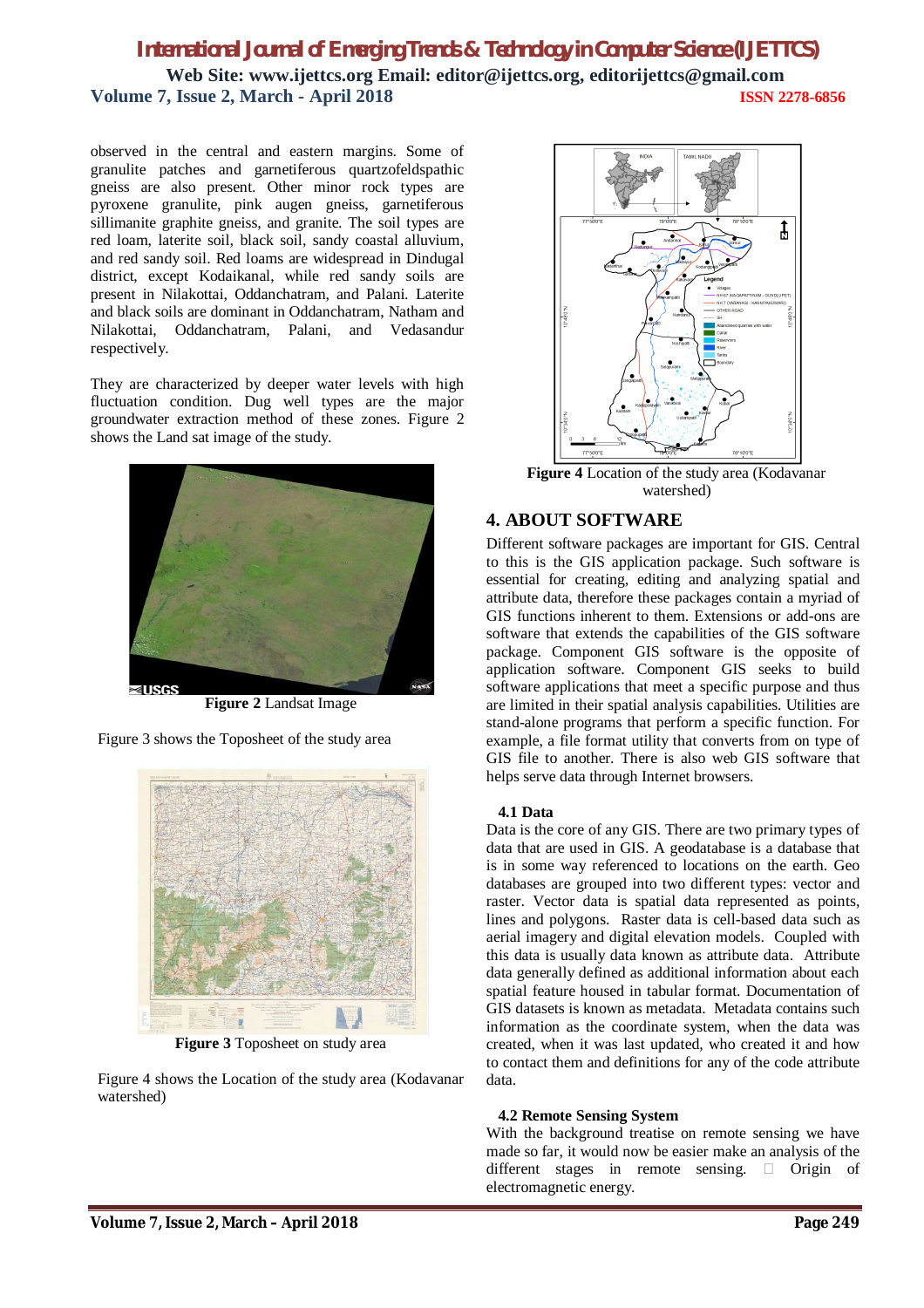observed in the central and eastern margins. Some of granulite patches and garnetiferous quartzofeldspathic gneiss are also present. Other minor rock types are pyroxene granulite, pink augen gneiss, garnetiferous sillimanite graphite gneiss, and granite. The soil types are red loam, laterite soil, black soil, sandy coastal alluvium, and red sandy soil. Red loams are widespread in Dindugal district, except Kodaikanal, while red sandy soils are present in Nilakottai, Oddanchatram, and Palani. Laterite and black soils are dominant in Oddanchatram, Natham and Nilakottai, Oddanchatram, Palani, and Vedasandur respectively.

They are characterized by deeper water levels with high fluctuation condition. Dug well types are the major groundwater extraction method of these zones. Figure 2 shows the Land sat image of the study.

**Figure 2** Landsat Image

Figure 3 shows the Toposheet of the study area

**Figure 3** Toposheet on study area

Figure 4 shows the Location of the study area (Kodavanar watershed)

**Figure 4** Location of the study area (Kodavanar watershed)

## 4. ABOUT SOFTWARE

Different software packages are important for GIS. Central to this is the GIS application package. Such software is essential for creating, editing and analyzing spatial and attribute data, therefore these packages contain a myriad of GIS functions inherent to them. Extensions or add-ons are software that extends the capabilities of the GIS software package. Component GIS software is the opposite of application software. Component GIS seeks to build software applications that meet a specific purpose and thus are limited in their spatial analysis capabilities. Utilities are stand-alone programs that perform a specific function. For example, a file format utility that converts from on type of GIS file to another. There is also web GIS software that helps serve data through Internet browsers.

### 4.1 Data

Data is the core of any GIS. There are two primary types of data that are used in GIS. A geodatabase is a database that is in some way referenced to locations on the earth. Geo databases are grouped into two different types: vector and raster. Vector data is spatial data represented as points, lines and polygons. Raster data is cell-based data such as aerial imagery and digital elevation models. Coupled with this data is usually data known as attribute data. Attribute data generally defined as additional information about each spatial feature housed in tabular format. Documentation of GIS datasets is known as metadata. Metadata contains such information as the coordinate system, when the data was created, when it was last updated, who created it and how to contact them and definitions for any of the code attribute data.

### 4.2 Remote Sensing System

With the background treatise on remote sensing we have made so far, it would now be easier make an analysis of the different stages in remote sensing.  Origin of electromagnetic energy.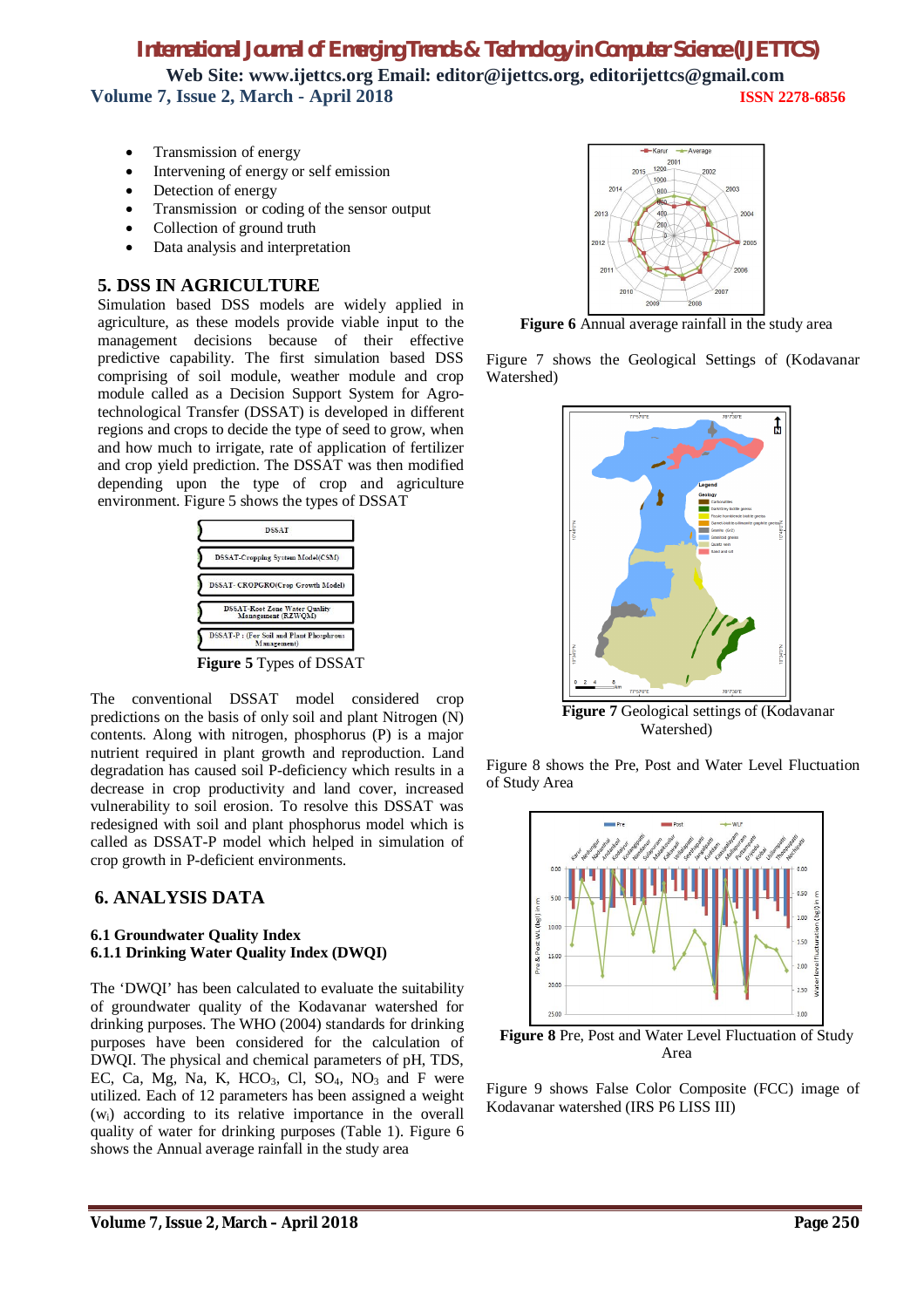- Transmission of energy
- Intervening of energy or self emission
- Detection of energy
- Transmission or coding of the sensor output
- Collection of ground truth
- Data analysis and interpretation

## 5. DSS IN AGRICULTURE

Simulation based DSS models are widely applied in agriculture, as these models provide viable input to the management decisions because of their effective predictive capability. The first simulation based DSS comprising of soil module, weather module and crop module called as a Decision Support System for Agro-technological Transfer (DSSAT) is developed in different regions and crops to decide the type of seed to grow, when and how much to irrigate, rate of application of fertilizer and crop yield prediction. The DSSAT was then modified depending upon the type of crop and agriculture environment. Figure 5 shows the types of DSSAT

DSSAT

DSSAT-Cropping System Model(CSM)

DSSAT- CROPGRO(Crop Growth Model)

DSSAT-Root Zone Water Quality Management (RZWQM)

DSSAT-P : (For Soil and Plant Phosphrous Management)

**Figure 5** Types of DSSAT

The conventional DSSAT model considered crop predictions on the basis of only soil and plant Nitrogen (N) contents. Along with nitrogen, phosphorus (P) is a major nutrient required in plant growth and reproduction. Land degradation has caused soil P-deficiency which results in a decrease in crop productivity and land cover, increased vulnerability to soil erosion. To resolve this DSSAT was redesigned with soil and plant phosphorus model which is called as DSSAT-P model which helped in simulation of crop growth in P-deficient environments.

## 6. ANALYSIS DATA

### 6.1 Groundwater Quality Index

### 6.1.1 Drinking Water Quality Index (DWQI)

The 'DWQI' has been calculated to evaluate the suitability of groundwater quality of the Kodavanar watershed for drinking purposes. The WHO (2004) standards for drinking purposes have been considered for the calculation of DWQI. The physical and chemical parameters of pH, TDS, EC, Ca, Mg, Na, K, $HCO_3$, Cl, $SO_4$, $NO_3$ and F were utilized. Each of 12 parameters has been assigned a weight ($w_i$) according to its relative importance in the overall quality of water for drinking purposes (Table 1). Figure 6 shows the Annual average rainfall in the study area

**Figure 6** Annual average rainfall in the study area

Figure 7 shows the Geological Settings of (Kodavanar Watershed)

**Figure 7** Geological settings of (Kodavanar Watershed)

Figure 8 shows the Pre, Post and Water Level Fluctuation of Study Area

**Figure 8** Pre, Post and Water Level Fluctuation of Study Area

Figure 9 shows False Color Composite (FCC) image of Kodavanar watershed (IRS P6 LISS III)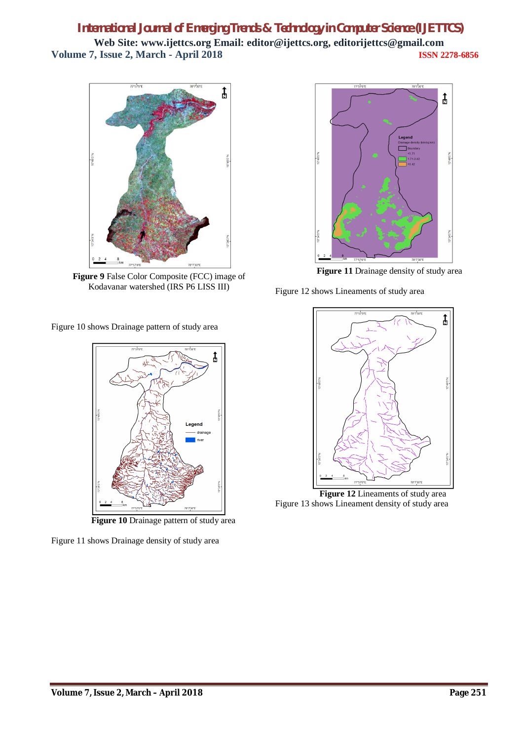**Figure 9** False Color Composite (FCC) image of Kodavanar watershed (IRS P6 LISS III)

Figure 10 shows Drainage pattern of study area

**Figure 10** Drainage pattern of study area

Figure 11 shows Drainage density of study area

**Figure 11** Drainage density of study area

Figure 12 shows Lineaments of study area

**Figure 12** Lineaments of study area

Figure 13 shows Lineament density of study area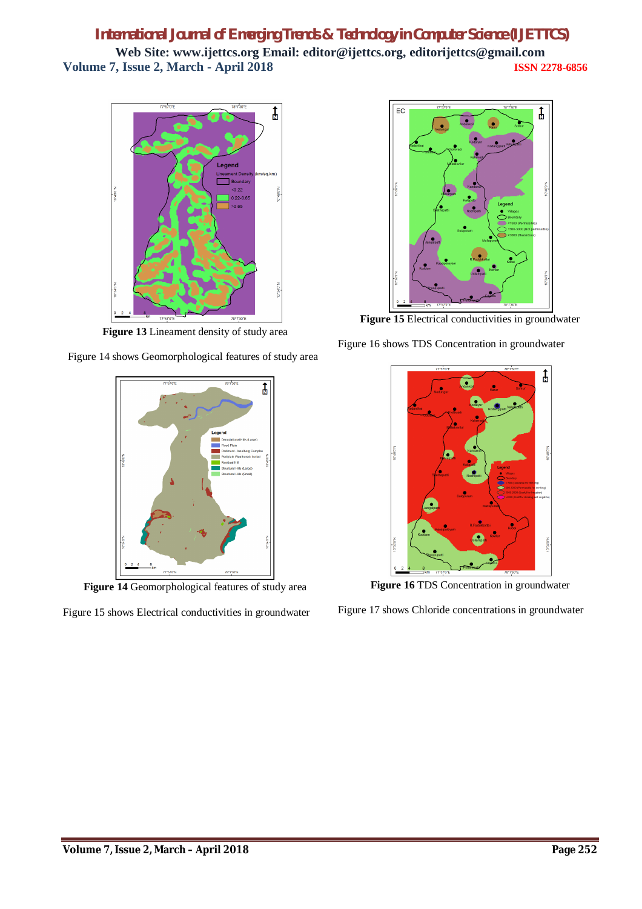**Figure 13** Lineament density of study area

Figure 14 shows Geomorphological features of study area

**Figure 14** Geomorphological features of study area

Figure 15 shows Electrical conductivities in groundwater

**Figure 15** Electrical conductivities in groundwater

Figure 16 shows TDS Concentration in groundwater

**Figure 16** TDS Concentration in groundwater

Figure 17 shows Chloride concentrations in groundwater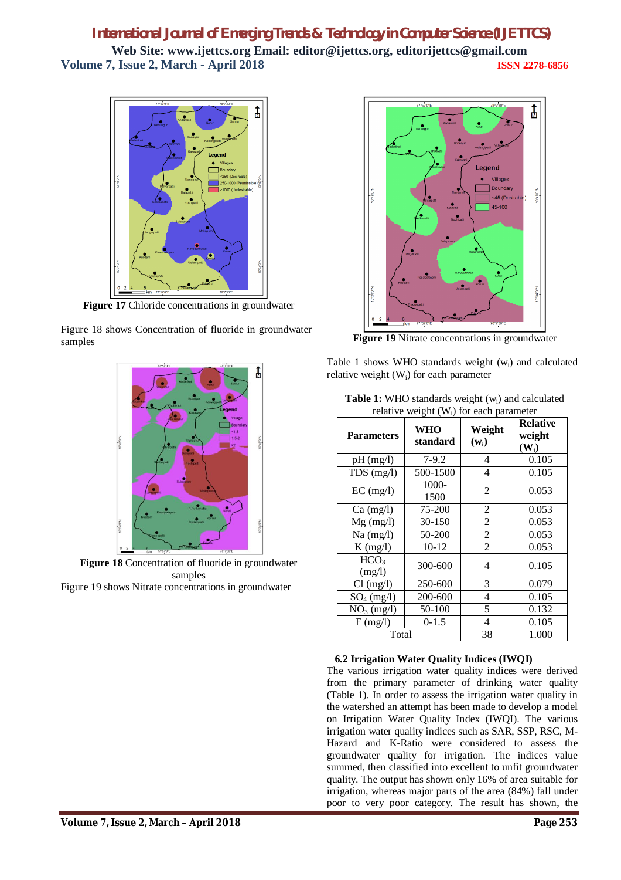**Figure 17** Chloride concentrations in groundwater

Figure 18 shows Concentration of fluoride in groundwater samples

**Figure 18** Concentration of fluoride in groundwater samples

Figure 19 shows Nitrate concentrations in groundwater

**Figure 19** Nitrate concentrations in groundwater

Table 1 shows WHO standards weight ($w_i$) and calculated relative weight ($W_i$) for each parameter

**Table 1:** WHO standards weight ($w_i$) and calculated relative weight ($W_i$) for each parameter

| Parameters | WHO standard | Weight ($w_i$) | Relative weight ($W_i$) |
|---|---|---|---|
| pH (mg/l) | 7-9.2 | 4 | 0.105 |
| TDS (mg/l) | 500-1500 | 4 | 0.105 |
| EC (mg/l) | 1000-1500 | 2 | 0.053 |
| Ca (mg/l) | 75-200 | 2 | 0.053 |
| Mg (mg/l) | 30-150 | 2 | 0.053 |
| Na (mg/l) | 50-200 | 2 | 0.053 |
| K (mg/l) | 10-12 | 2 | 0.053 |
| $HCO_3$ (mg/l) | 300-600 | 4 | 0.105 |
| Cl (mg/l) | 250-600 | 3 | 0.079 |
| $SO_4$ (mg/l) | 200-600 | 4 | 0.105 |
| $NO_3$ (mg/l) | 50-100 | 5 | 0.132 |
| F (mg/l) | 0-1.5 | 4 | 0.105 |
| Total | | 38 | 1.000 |

### 6.2 Irrigation Water Quality Indices (IWQI)

The various irrigation water quality indices were derived from the primary parameter of drinking water quality (Table 1). In order to assess the irrigation water quality in the watershed an attempt has been made to develop a model on Irrigation Water Quality Index (IWQI). The various irrigation water quality indices such as SAR, SSP, RSC, M-Hazard and K-Ratio were considered to assess the groundwater quality for irrigation. The indices value summed, then classified into excellent to unfit groundwater quality. The output has shown only 16% of area suitable for irrigation, whereas major parts of the area (84%) fall under poor to very poor category. The result has shown, the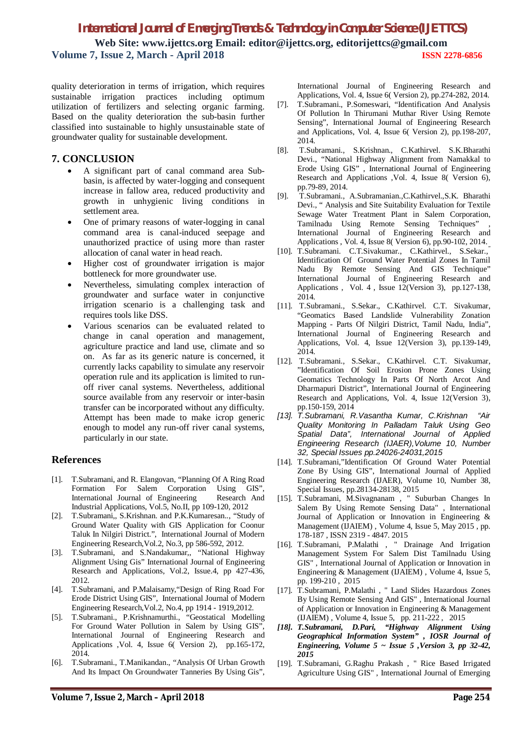quality deterioration in terms of irrigation, which requires sustainable irrigation practices including optimum utilization of fertilizers and selecting organic farming. Based on the quality deterioration the sub-basin further classified into sustainable to highly unsustainable state of groundwater quality for sustainable development.

## 7. CONCLUSION

- A significant part of canal command area Sub-basin, is affected by water-logging and consequent increase in fallow area, reduced productivity and growth in unhygienic living conditions in settlement area.
- One of primary reasons of water-logging in canal command area is canal-induced seepage and unauthorized practice of using more than raster allocation of canal water in head reach.
- Higher cost of groundwater irrigation is major bottleneck for more groundwater use.
- Nevertheless, simulating complex interaction of groundwater and surface water in conjunctive irrigation scenario is a challenging task and requires tools like DSS.
- Various scenarios can be evaluated related to change in canal operation and management, agriculture practice and land use, climate and so on. As far as its generic nature is concerned, it currently lacks capability to simulate any reservoir operation rule and its application is limited to run-off river canal systems. Nevertheless, additional source available from any reservoir or inter-basin transfer can be incorporated without any difficulty. Attempt has been made to make icrop generic enough to model any run-off river canal systems, particularly in our state.

## References

[1]. T.Subramani, and R. Elangovan, "Planning Of A Ring Road Formation For Salem Corporation Using GIS", International Journal of Engineering Research And Industrial Applications, Vol.5, No.II, pp 109-120, 2012

[2]. T.Subramani,, S.Krishnan. and P.K.Kumaresan.., "Study of Ground Water Quality with GIS Application for Coonur Taluk In Nilgiri District.", International Journal of Modern Engineering Research,Vol.2, No.3, pp 586-592, 2012.

[3]. T.Subramani, and S.Nandakumar,, "National Highway Alignment Using Gis" International Journal of Engineering Research and Applications, Vol.2, Issue.4, pp 427-436, 2012.

[4]. T.Subramani, and P.Malaisamy,"Design of Ring Road For Erode District Using GIS", International Journal of Modern Engineering Research,Vol.2, No.4, pp 1914 - 1919,2012.

[5]. T.Subramani., P.Krishnamurthi., "Geostatical Modelling For Ground Water Pollution in Salem by Using GIS", International Journal of Engineering Research and Applications ,Vol. 4, Issue 6( Version 2), pp.165-172, 2014.

[6]. T.Subramani., T.Manikandan., "Analysis Of Urban Growth And Its Impact On Groundwater Tanneries By Using Gis", International Journal of Engineering Research and Applications, Vol. 4, Issue 6( Version 2), pp.274-282, 2014.

[7]. T.Subramani., P.Someswari, "Identification And Analysis Of Pollution In Thirumani Muthar River Using Remote Sensing", International Journal of Engineering Research and Applications, Vol. 4, Issue 6( Version 2), pp.198-207, 2014.

[8]. T.Subramani., S.Krishnan., C.Kathirvel. S.K.Bharathi Devi., "National Highway Alignment from Namakkal to Erode Using GIS" , International Journal of Engineering Research and Applications ,Vol. 4, Issue 8( Version 6), pp.79-89, 2014.

[9]. T.Subramani., A.Subramanian.,C.Kathirvel.,S.K. Bharathi Devi., " Analysis and Site Suitability Evaluation for Textile Sewage Water Treatment Plant in Salem Corporation, Tamilnadu Using Remote Sensing Techniques" , International Journal of Engineering Research and Applications , Vol. 4, Issue 8( Version 6), pp.90-102, 2014.

[10]. T.Subramani. C.T.Sivakumar., C.Kathirvel., S.Sekar., " Identification Of Ground Water Potential Zones In Tamil Nadu By Remote Sensing And GIS Technique" International Journal of Engineering Research and Applications , Vol. 4 , Issue 12(Version 3), pp.127-138, 2014.

[11]. T.Subramani., S.Sekar., C.Kathirvel. C.T. Sivakumar, "Geomatics Based Landslide Vulnerability Zonation Mapping - Parts Of Nilgiri District, Tamil Nadu, India", International Journal of Engineering Research and Applications, Vol. 4, Issue 12(Version 3), pp.139-149, 2014.

[12]. T.Subramani., S.Sekar., C.Kathirvel. C.T. Sivakumar, "Identification Of Soil Erosion Prone Zones Using Geomatics Technology In Parts Of North Arcot And Dharmapuri District", International Journal of Engineering Research and Applications, Vol. 4, Issue 12(Version 3), pp.150-159, 2014

*[13]. T.Subramani, R.Vasantha Kumar, C.Krishnan "Air Quality Monitoring In Palladam Taluk Using Geo Spatial Data", International Journal of Applied Engineering Research (IJAER),Volume 10, Number 32, Special Issues pp.24026-24031,2015*

[14]. T.Subramani,"Identification Of Ground Water Potential Zone By Using GIS", International Journal of Applied Engineering Research (IJAER), Volume 10, Number 38, Special Issues, pp.28134-28138, 2015

[15]. T.Subramani, M.Sivagnanam , " Suburban Changes In Salem By Using Remote Sensing Data" , International Journal of Application or Innovation in Engineering & Management (IJAIEM) , Volume 4, Issue 5, May 2015 , pp. 178-187 , ISSN 2319 - 4847. 2015

[16]. T.Subramani, P.Malathi , " Drainage And Irrigation Management System For Salem Dist Tamilnadu Using GIS" , International Journal of Application or Innovation in Engineering & Management (IJAIEM) , Volume 4, Issue 5, pp. 199-210 , 2015

[17]. T.Subramani, P.Malathi , " Land Slides Hazardous Zones By Using Remote Sensing And GIS" , International Journal of Application or Innovation in Engineering & Management (IJAIEM) , Volume 4, Issue 5, pp. 211-222 , 2015

***[18]. T.Subramani, D.Pari, "Highway Alignment Using Geographical Information System" , IOSR Journal of Engineering, Volume 5 ~ Issue 5 ,Version 3, pp 32-42, 2015***

[19]. T.Subramani, G.Raghu Prakash , " Rice Based Irrigated Agriculture Using GIS" , International Journal of Emerging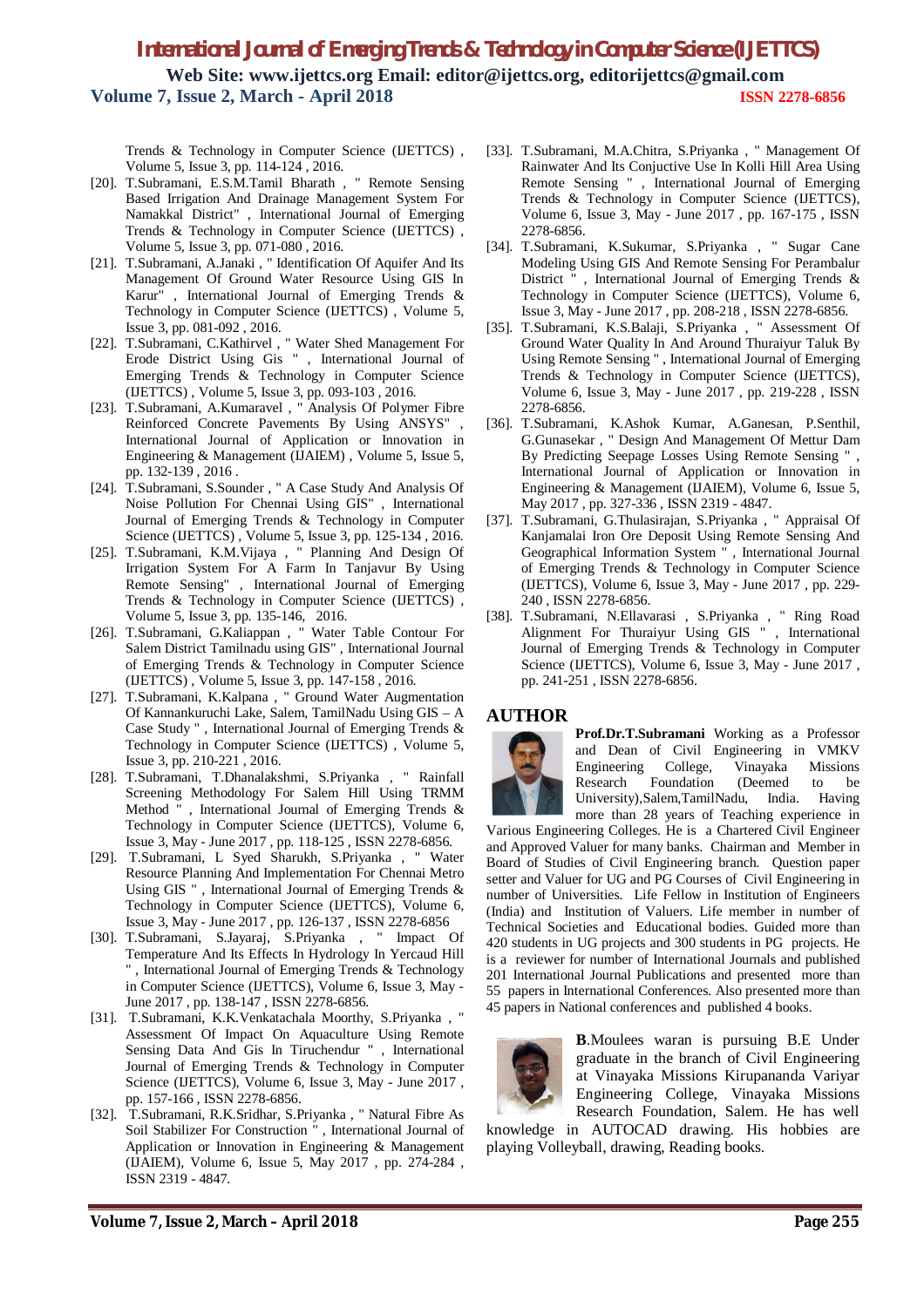Trends & Technology in Computer Science (IJETTCS) , Volume 5, Issue 3, pp. 114-124 , 2016.

[20]. T.Subramani, E.S.M.Tamil Bharath , " Remote Sensing Based Irrigation And Drainage Management System For Namakkal District" , International Journal of Emerging Trends & Technology in Computer Science (IJETTCS) , Volume 5, Issue 3, pp. 071-080 , 2016.

[21]. T.Subramani, A.Janaki , " Identification Of Aquifer And Its Management Of Ground Water Resource Using GIS In Karur" , International Journal of Emerging Trends & Technology in Computer Science (IJETTCS) , Volume 5, Issue 3, pp. 081-092 , 2016.

[22]. T.Subramani, C.Kathirvel , " Water Shed Management For Erode District Using Gis " , International Journal of Emerging Trends & Technology in Computer Science (IJETTCS) , Volume 5, Issue 3, pp. 093-103 , 2016.

[23]. T.Subramani, A.Kumaravel , " Analysis Of Polymer Fibre Reinforced Concrete Pavements By Using ANSYS" , International Journal of Application or Innovation in Engineering & Management (IJAIEM) , Volume 5, Issue 5, pp. 132-139 , 2016 .

[24]. T.Subramani, S.Sounder , " A Case Study And Analysis Of Noise Pollution For Chennai Using GIS" , International Journal of Emerging Trends & Technology in Computer Science (IJETTCS) , Volume 5, Issue 3, pp. 125-134 , 2016.

[25]. T.Subramani, K.M.Vijaya , " Planning And Design Of Irrigation System For A Farm In Tanjavur By Using Remote Sensing" , International Journal of Emerging Trends & Technology in Computer Science (IJETTCS) , Volume 5, Issue 3, pp. 135-146, 2016.

[26]. T.Subramani, G.Kaliappan , " Water Table Contour For Salem District Tamilnadu using GIS" , International Journal of Emerging Trends & Technology in Computer Science (IJETTCS) , Volume 5, Issue 3, pp. 147-158 , 2016.

[27]. T.Subramani, K.Kalpana , " Ground Water Augmentation Of Kannankuruchi Lake, Salem, TamilNadu Using GIS – A Case Study " , International Journal of Emerging Trends & Technology in Computer Science (IJETTCS) , Volume 5, Issue 3, pp. 210-221 , 2016.

[28]. T.Subramani, T.Dhanalakshmi, S.Priyanka , " Rainfall Screening Methodology For Salem Hill Using TRMM Method " , International Journal of Emerging Trends & Technology in Computer Science (IJETTCS), Volume 6, Issue 3, May - June 2017 , pp. 118-125 , ISSN 2278-6856.

[29]. T.Subramani, L Syed Sharukh, S.Priyanka , " Water Resource Planning And Implementation For Chennai Metro Using GIS " , International Journal of Emerging Trends & Technology in Computer Science (IJETTCS), Volume 6, Issue 3, May - June 2017 , pp. 126-137 , ISSN 2278-6856

[30]. T.Subramani, S.Jayaraj, S.Priyanka , " Impact Of Temperature And Its Effects In Hydrology In Yercaud Hill " , International Journal of Emerging Trends & Technology in Computer Science (IJETTCS), Volume 6, Issue 3, May - June 2017 , pp. 138-147 , ISSN 2278-6856.

[31]. T.Subramani, K.K.Venkatachala Moorthy, S.Priyanka , " Assessment Of Impact On Aquaculture Using Remote Sensing Data And Gis In Tiruchendur " , International Journal of Emerging Trends & Technology in Computer Science (IJETTCS), Volume 6, Issue 3, May - June 2017 , pp. 157-166 , ISSN 2278-6856.

[32]. T.Subramani, R.K.Sridhar, S.Priyanka , " Natural Fibre As Soil Stabilizer For Construction " , International Journal of Application or Innovation in Engineering & Management (IJAIEM), Volume 6, Issue 5, May 2017 , pp. 274-284 , ISSN 2319 - 4847.

[33]. T.Subramani, M.A.Chitra, S.Priyanka , " Management Of Rainwater And Its Conjuctive Use In Kolli Hill Area Using Remote Sensing " , International Journal of Emerging Trends & Technology in Computer Science (IJETTCS), Volume 6, Issue 3, May - June 2017 , pp. 167-175 , ISSN 2278-6856.

[34]. T.Subramani, K.Sukumar, S.Priyanka , " Sugar Cane Modeling Using GIS And Remote Sensing For Perambalur District " , International Journal of Emerging Trends & Technology in Computer Science (IJETTCS), Volume 6, Issue 3, May - June 2017 , pp. 208-218 , ISSN 2278-6856.

[35]. T.Subramani, K.S.Balaji, S.Priyanka , " Assessment Of Ground Water Quality In And Around Thuraiyur Taluk By Using Remote Sensing " , International Journal of Emerging Trends & Technology in Computer Science (IJETTCS), Volume 6, Issue 3, May - June 2017 , pp. 219-228 , ISSN 2278-6856.

[36]. T.Subramani, K.Ashok Kumar, A.Ganesan, P.Senthil, G.Gunasekar , " Design And Management Of Mettur Dam By Predicting Seepage Losses Using Remote Sensing " , International Journal of Application or Innovation in Engineering & Management (IJAIEM), Volume 6, Issue 5, May 2017 , pp. 327-336 , ISSN 2319 - 4847.

[37]. T.Subramani, G.Thulasirajan, S.Priyanka , " Appraisal Of Kanjamalai Iron Ore Deposit Using Remote Sensing And Geographical Information System " , International Journal of Emerging Trends & Technology in Computer Science (IJETTCS), Volume 6, Issue 3, May - June 2017 , pp. 229-240 , ISSN 2278-6856.

[38]. T.Subramani, N.Ellavarasi , S.Priyanka , " Ring Road Alignment For Thuraiyur Using GIS " , International Journal of Emerging Trends & Technology in Computer Science (IJETTCS), Volume 6, Issue 3, May - June 2017 , pp. 241-251 , ISSN 2278-6856.

## AUTHOR

**Prof.Dr.T.Subramani** Working as a Professor and Dean of Civil Engineering in VMKV Engineering College, Vinayaka Missions Research Foundation (Deemed to be University),Salem,TamilNadu, India. Having more than 28 years of Teaching experience in Various Engineering Colleges. He is a Chartered Civil Engineer and Approved Valuer for many banks. Chairman and Member in Board of Studies of Civil Engineering branch. Question paper setter and Valuer for UG and PG Courses of Civil Engineering in number of Universities. Life Fellow in Institution of Engineers (India) and Institution of Valuers. Life member in number of Technical Societies and Educational bodies. Guided more than 420 students in UG projects and 300 students in PG projects. He is a reviewer for number of International Journals and published 201 International Journal Publications and presented more than 55 papers in International Conferences. Also presented more than 45 papers in National conferences and published 4 books.

**B**.Mouleeswaran is pursuing B.E Under graduate in the branch of Civil Engineering at Vinayaka Missions Kirupananda Variyar Engineering College, Vinayaka Missions Research Foundation, Salem. He has well knowledge in AUTOCAD drawing. His hobbies are playing Volleyball, drawing, Reading books.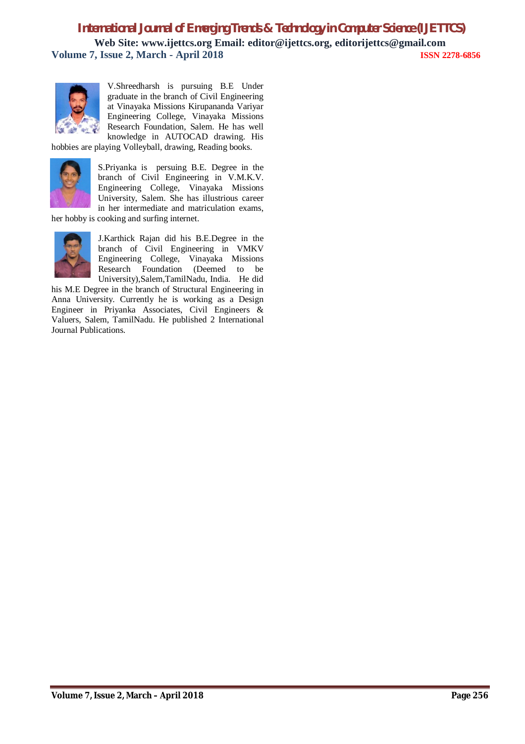V.Shreedharsh is pursuing B.E Under graduate in the branch of Civil Engineering at Vinayaka Missions Kirupananda Variyar Engineering College, Vinayaka Missions Research Foundation, Salem. He has well knowledge in AUTOCAD drawing. His hobbies are playing Volleyball, drawing, Reading books.

S.Priyanka is persuing B.E. Degree in the branch of Civil Engineering in V.M.K.V. Engineering College, Vinayaka Missions University, Salem. She has illustrious career in her intermediate and matriculation exams, her hobby is cooking and surfing internet.

J.Karthick Rajan did his B.E.Degree in the branch of Civil Engineering in VMKV Engineering College, Vinayaka Missions Research Foundation (Deemed to be University),Salem,TamilNadu, India. He did his M.E Degree in the branch of Structural Engineering in Anna University. Currently he is working as a Design Engineer in Priyanka Associates, Civil Engineers & Valuers, Salem, TamilNadu. He published 2 International Journal Publications.